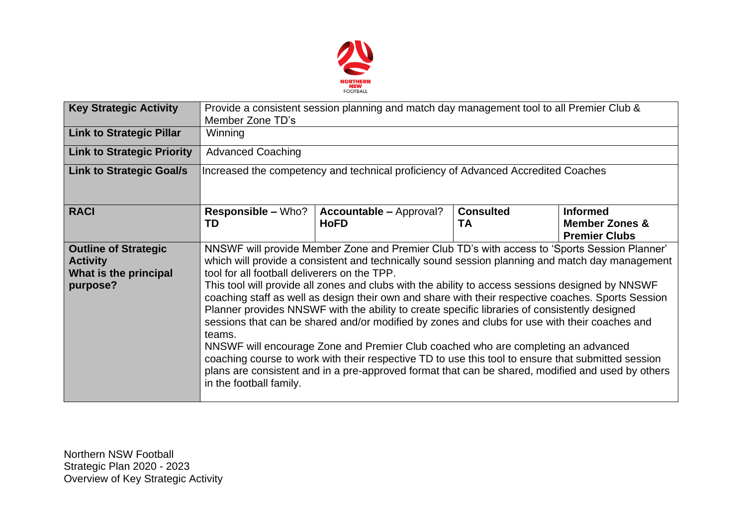| Key Strategic Activity | Provide a consistent session planning and match day management tool to all Premier Club & Member Zone TD's | | |
|---|---|---|---|
| **Link to Strategic Pillar** | Winning | | | |
| **Link to Strategic Priority** | Advanced Coaching | | | |
| **Link to Strategic Goal/s** | Increased the competency and technical proficiency of Advanced Accredited Coaches | | | |
| **RACI** | **Responsible –** Who?<br>**TD** | **Accountable –** Approval?<br>**HoFD** | **Consulted**<br>**TA** | **Informed**<br>**Member Zones & Premier Clubs** |
| **Outline of Strategic Activity**<br>**What is the principal purpose?** | NNSWF will provide Member Zone and Premier Club TD's with access to 'Sports Session Planner' which will provide a consistent and technically sound session planning and match day management tool for all football deliverers on the TPP.<br>This tool will provide all zones and clubs with the ability to access sessions designed by NNSWF coaching staff as well as design their own and share with their respective coaches. Sports Session Planner provides NNSWF with the ability to create specific libraries of consistently designed sessions that can be shared and/or modified by zones and clubs for use with their coaches and teams.<br>NNSWF will encourage Zone and Premier Club coached who are completing an advanced coaching course to work with their respective TD to use this tool to ensure that submitted session plans are consistent and in a pre-approved format that can be shared, modified and used by others in the football family. | | | |

Northern NSW Football
Strategic Plan 2020 - 2023
Overview of Key Strategic Activity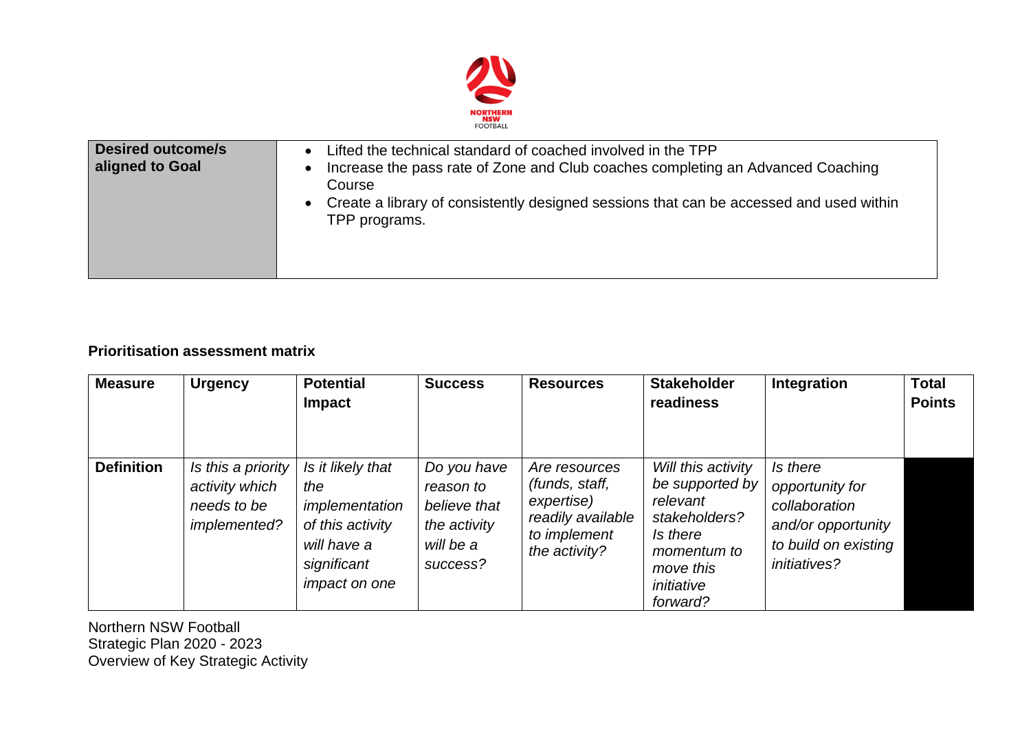| **Desired outcome/s aligned to Goal** | <ul><li>Lifted the technical standard of coached involved in the TPP</li><li>Increase the pass rate of Zone and Club coaches completing an Advanced Coaching Course</li><li>Create a library of consistently designed sessions that can be accessed and used within TPP programs.</li></ul> |
|---|---|

**Prioritisation assessment matrix**

| **Measure** | **Urgency** | **Potential Impact** | **Success** | **Resources** | **Stakeholder readiness** | **Integration** | **Total Points** |
|---|---|---|---|---|---|---|---|
| **Definition** | *Is this a priority activity which needs to be implemented?* | *Is it likely that the implementation of this activity will have a significant impact on one* | *Do you have reason to believe that the activity will be a success?* | *Are resources (funds, staff, expertise) readily available to implement the activity?* | *Will this activity be supported by relevant stakeholders? Is there momentum to move this initiative forward?* | *Is there opportunity for collaboration and/or opportunity to build on existing initiatives?* | |

Northern NSW Football
Strategic Plan 2020 - 2023
Overview of Key Strategic Activity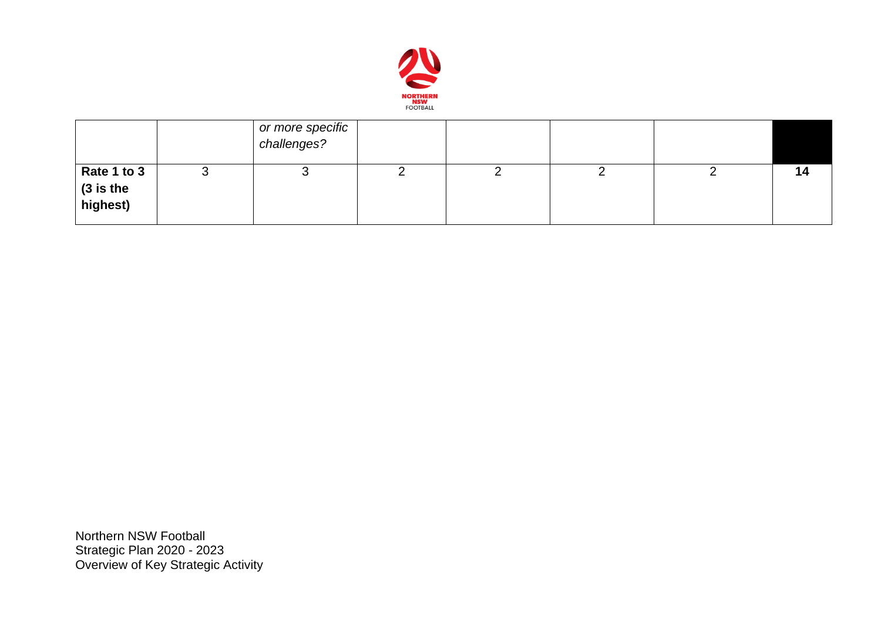| | | | | | | | |
|---|---|---|---|---|---|---|---|
| | | *or more specific challenges?* | | | | | |
| **Rate 1 to 3 (3 is the highest)** | 3 | 3 | 2 | 2 | 2 | 2 | **14** |

Northern NSW Football
Strategic Plan 2020 - 2023
Overview of Key Strategic Activity